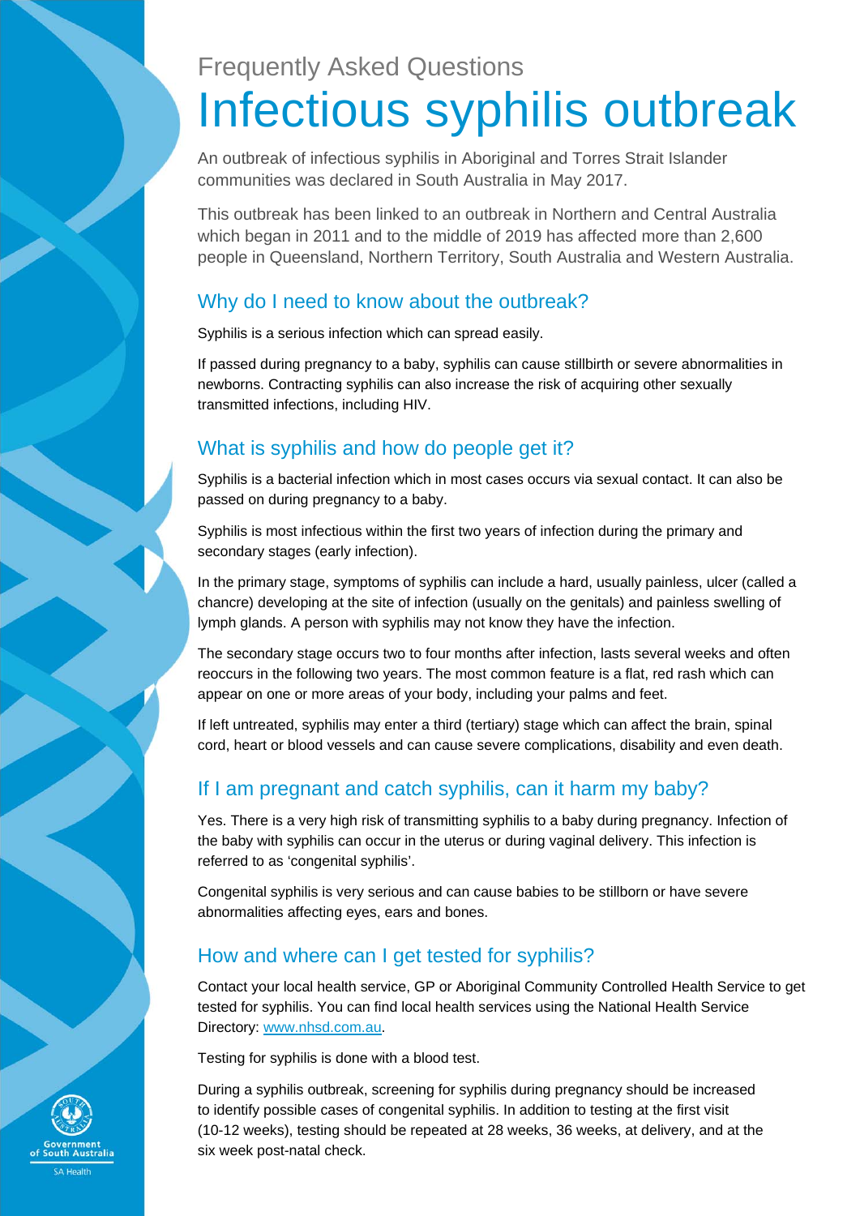Frequently Asked Questions

# Infectious syphilis outbreak

An outbreak of infectious syphilis in Aboriginal and Torres Strait Islander communities was declared in South Australia in May 2017.

This outbreak has been linked to an outbreak in Northern and Central Australia which began in 2011 and to the middle of 2019 has affected more than 2,600 people in Queensland, Northern Territory, South Australia and Western Australia.

## Why do I need to know about the outbreak?

Syphilis is a serious infection which can spread easily.

If passed during pregnancy to a baby, syphilis can cause stillbirth or severe abnormalities in newborns. Contracting syphilis can also increase the risk of acquiring other sexually transmitted infections, including HIV.

## What is syphilis and how do people get it?

Syphilis is a bacterial infection which in most cases occurs via sexual contact. It can also be passed on during pregnancy to a baby.

Syphilis is most infectious within the first two years of infection during the primary and secondary stages (early infection).

In the primary stage, symptoms of syphilis can include a hard, usually painless, ulcer (called a chancre) developing at the site of infection (usually on the genitals) and painless swelling of lymph glands. A person with syphilis may not know they have the infection.

The secondary stage occurs two to four months after infection, lasts several weeks and often reoccurs in the following two years. The most common feature is a flat, red rash which can appear on one or more areas of your body, including your palms and feet.

If left untreated, syphilis may enter a third (tertiary) stage which can affect the brain, spinal cord, heart or blood vessels and can cause severe complications, disability and even death.

## If I am pregnant and catch syphilis, can it harm my baby?

Yes. There is a very high risk of transmitting syphilis to a baby during pregnancy. Infection of the baby with syphilis can occur in the uterus or during vaginal delivery. This infection is referred to as 'congenital syphilis'.

Congenital syphilis is very serious and can cause babies to be stillborn or have severe abnormalities affecting eyes, ears and bones.

## How and where can I get tested for syphilis?

Contact your local health service, GP or Aboriginal Community Controlled Health Service to get tested for syphilis. You can find local health services using the National Health Service Directory: [www.nhsd.com.au](http://www.nhsd.com.au).

Testing for syphilis is done with a blood test.

During a syphilis outbreak, screening for syphilis during pregnancy should be increased to identify possible cases of congenital syphilis. In addition to testing at the first visit (10-12 weeks), testing should be repeated at 28 weeks, 36 weeks, at delivery, and at the six week post-natal check.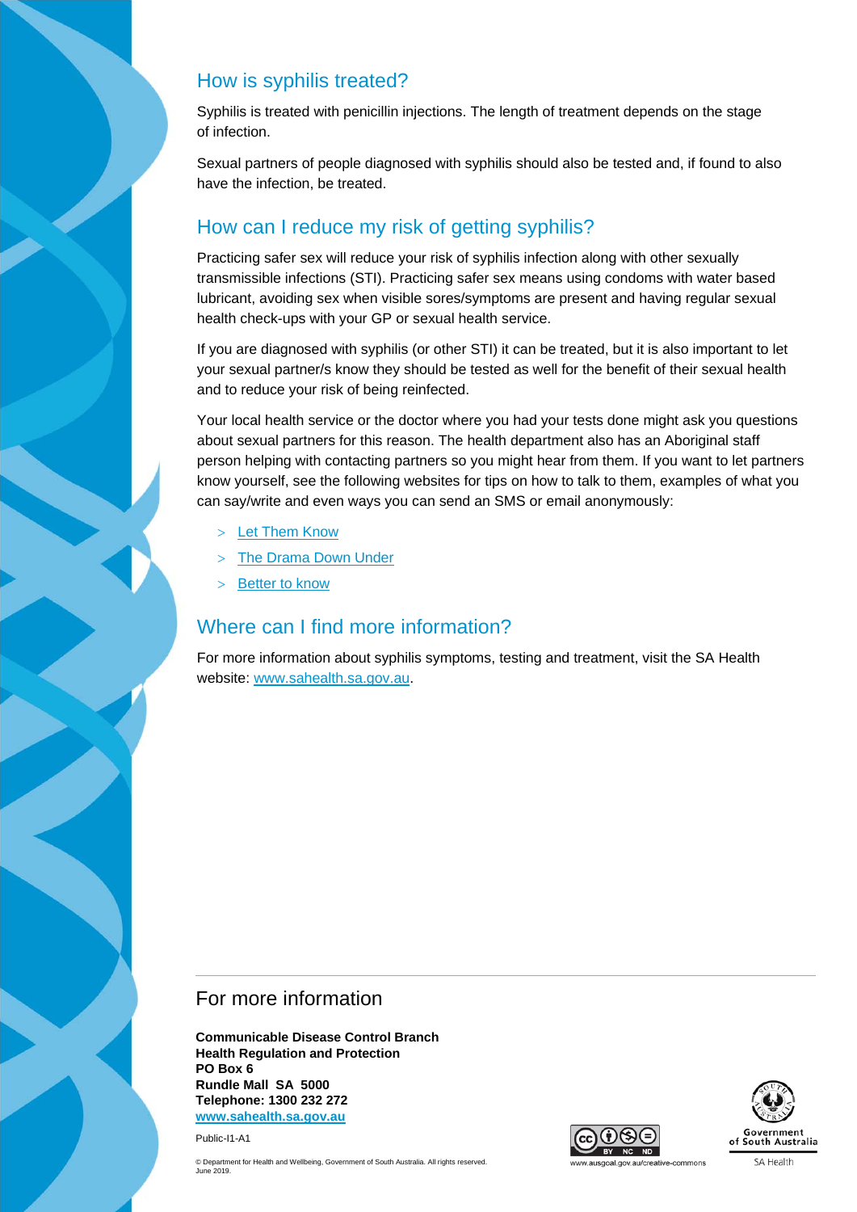## How is syphilis treated?

Syphilis is treated with penicillin injections. The length of treatment depends on the stage of infection.

Sexual partners of people diagnosed with syphilis should also be tested and, if found to also have the infection, be treated.

## How can I reduce my risk of getting syphilis?

Practicing safer sex will reduce your risk of syphilis infection along with other sexually transmissible infections (STI). Practicing safer sex means using condoms with water based lubricant, avoiding sex when visible sores/symptoms are present and having regular sexual health check-ups with your GP or sexual health service.

If you are diagnosed with syphilis (or other STI) it can be treated, but it is also important to let your sexual partner/s know they should be tested as well for the benefit of their sexual health and to reduce your risk of being reinfected.

Your local health service or the doctor where you had your tests done might ask you questions about sexual partners for this reason. The health department also has an Aboriginal staff person helping with contacting partners so you might hear from them. If you want to let partners know yourself, see the following websites for tips on how to talk to them, examples of what you can say/write and even ways you can send an SMS or email anonymously:

- Let Them Know
- The Drama Down Under
- Better to know

## Where can I find more information?

For more information about syphilis symptoms, testing and treatment, visit the SA Health website: www.sahealth.sa.gov.au.

## For more information

**Communicable Disease Control Branch**
**Health Regulation and Protection**
**PO Box 6**
**Rundle Mall SA 5000**
**Telephone: 1300 232 272**
**www.sahealth.sa.gov.au**

Public-I1-A1

© Department for Health and Wellbeing, Government of South Australia. All rights reserved.
June 2019.

www.ausgoal.gov.au/creative-commons

Government of South Australia

SA Health